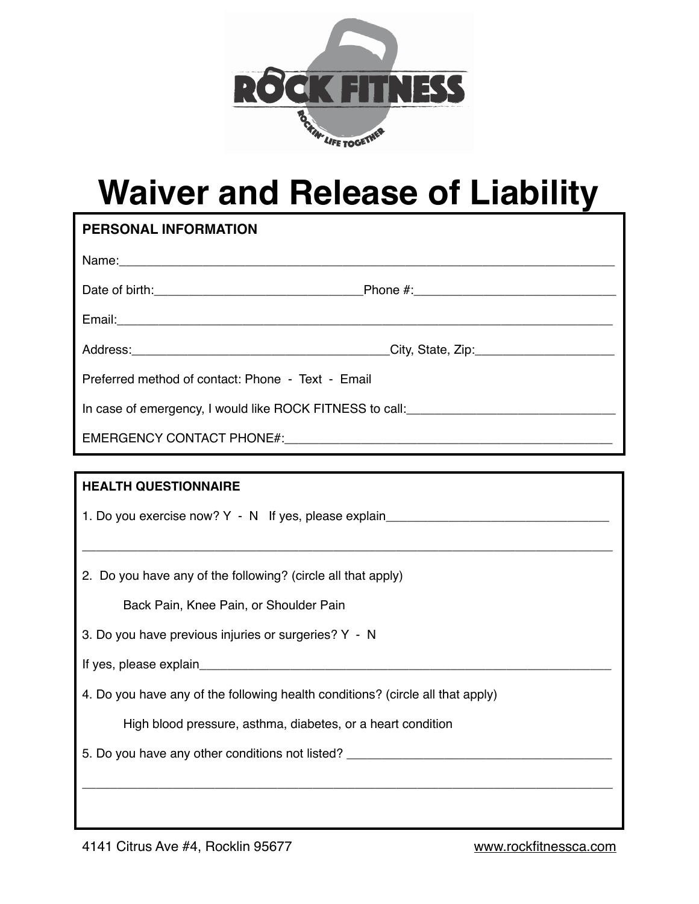ROCK FITNESS

ROCKIN' LIFE TOGETHER

# Waiver and Release of Liability

**PERSONAL INFORMATION**

Name:_______________________________________________________________________

Date of birth:_____________________________Phone #:_____________________________

Email:_______________________________________________________________________

Address:______________________________________City, State, Zip:____________________

Preferred method of contact: Phone - Text - Email

In case of emergency, I would like ROCK FITNESS to call:______________________________

EMERGENCY CONTACT PHONE#:_______________________________________________

**HEALTH QUESTIONNAIRE**

1. Do you exercise now? Y - N If yes, please explain________________________________

_____________________________________________________________________________

2. Do you have any of the following? (circle all that apply)

   Back Pain, Knee Pain, or Shoulder Pain

3. Do you have previous injuries or surgeries? Y - N

If yes, please explain______________________________________________________________

4. Do you have any of the following health conditions? (circle all that apply)

   High blood pressure, asthma, diabetes, or a heart condition

5. Do you have any other conditions not listed? ______________________________________

_____________________________________________________________________________

4141 Citrus Ave #4, Rocklin 95677 www.rockfitnessca.com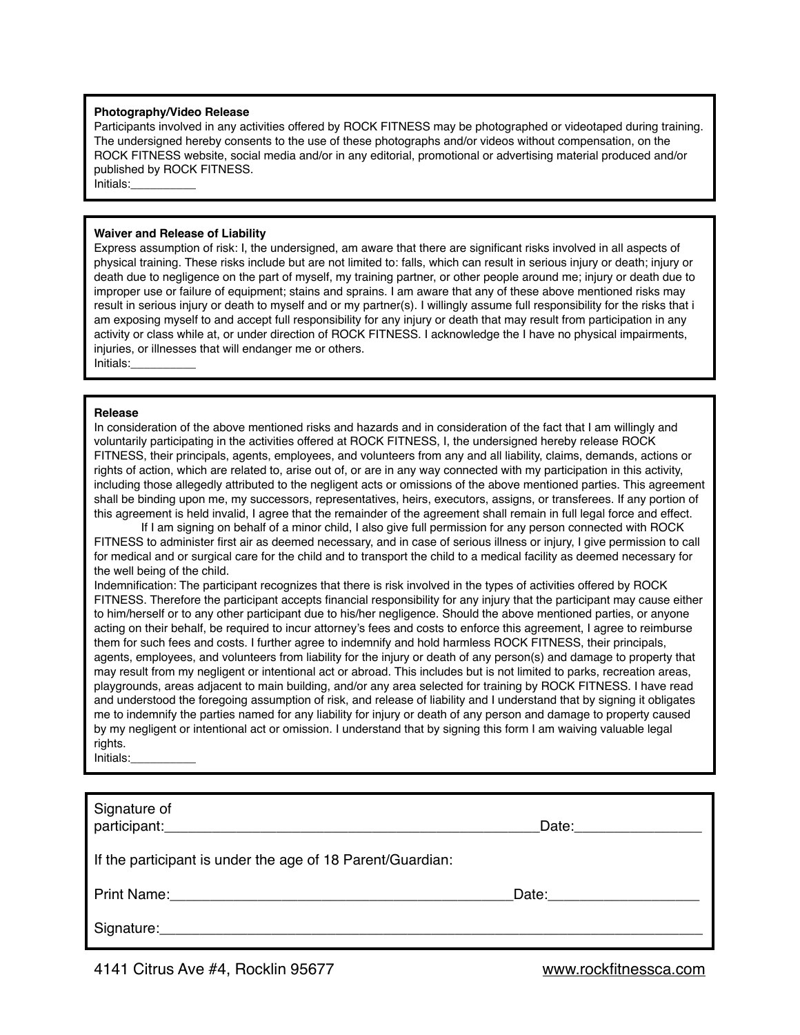**Photography/Video Release**

Participants involved in any activities offered by ROCK FITNESS may be photographed or videotaped during training. The undersigned hereby consents to the use of these photographs and/or videos without compensation, on the ROCK FITNESS website, social media and/or in any editorial, promotional or advertising material produced and/or published by ROCK FITNESS.

Initials:__________

**Waiver and Release of Liability**

Express assumption of risk: I, the undersigned, am aware that there are significant risks involved in all aspects of physical training. These risks include but are not limited to: falls, which can result in serious injury or death; injury or death due to negligence on the part of myself, my training partner, or other people around me; injury or death due to improper use or failure of equipment; stains and sprains. I am aware that any of these above mentioned risks may result in serious injury or death to myself and or my partner(s). I willingly assume full responsibility for the risks that i am exposing myself to and accept full responsibility for any injury or death that may result from participation in any activity or class while at, or under direction of ROCK FITNESS. I acknowledge the I have no physical impairments, injuries, or illnesses that will endanger me or others.

Initials:__________

**Release**

In consideration of the above mentioned risks and hazards and in consideration of the fact that I am willingly and voluntarily participating in the activities offered at ROCK FITNESS, I, the undersigned hereby release ROCK FITNESS, their principals, agents, employees, and volunteers from any and all liability, claims, demands, actions or rights of action, which are related to, arise out of, or are in any way connected with my participation in this activity, including those allegedly attributed to the negligent acts or omissions of the above mentioned parties. This agreement shall be binding upon me, my successors, representatives, heirs, executors, assigns, or transferees. If any portion of this agreement is held invalid, I agree that the remainder of the agreement shall remain in full legal force and effect.

If I am signing on behalf of a minor child, I also give full permission for any person connected with ROCK FITNESS to administer first air as deemed necessary, and in case of serious illness or injury, I give permission to call for medical and or surgical care for the child and to transport the child to a medical facility as deemed necessary for the well being of the child.

Indemnification: The participant recognizes that there is risk involved in the types of activities offered by ROCK FITNESS. Therefore the participant accepts financial responsibility for any injury that the participant may cause either to him/herself or to any other participant due to his/her negligence. Should the above mentioned parties, or anyone acting on their behalf, be required to incur attorney's fees and costs to enforce this agreement, I agree to reimburse them for such fees and costs. I further agree to indemnify and hold harmless ROCK FITNESS, their principals, agents, employees, and volunteers from liability for the injury or death of any person(s) and damage to property that may result from my negligent or intentional act or abroad. This includes but is not limited to parks, recreation areas, playgrounds, areas adjacent to main building, and/or any area selected for training by ROCK FITNESS. I have read and understood the foregoing assumption of risk, and release of liability and I understand that by signing it obligates me to indemnify the parties named for any liability for injury or death of any person and damage to property caused by my negligent or intentional act or omission. I understand that by signing this form I am waiving valuable legal rights.

Initials:__________

Signature of participant:__________________________________________________Date:________________

If the participant is under the age of 18 Parent/Guardian:

Print Name:____________________________________________Date:___________________

Signature:_________________________________________________________________________

4141 Citrus Ave #4, Rocklin 95677

www.rockfitnessca.com